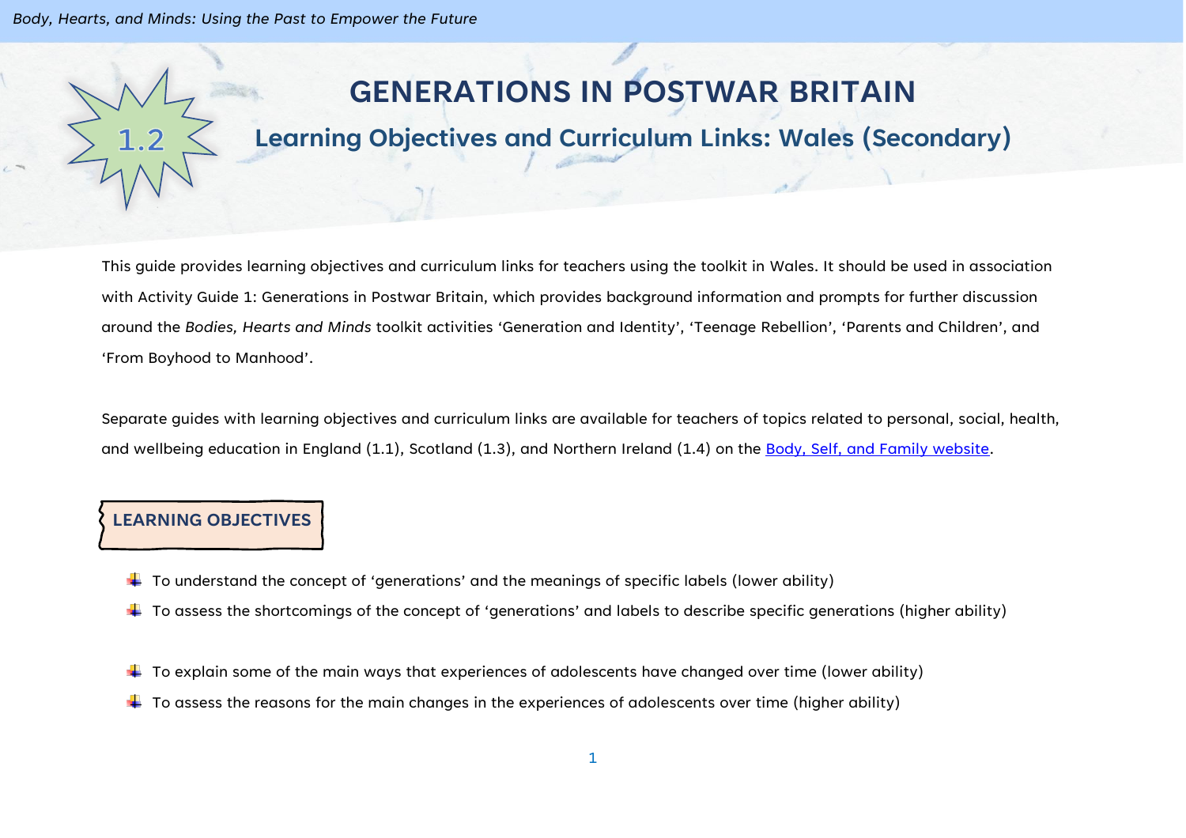# 1.2 GENERATIONS IN POSTWAR BRITAIN

## Learning Objectives and Curriculum Links: Wales (Secondary)

This guide provides learning objectives and curriculum links for teachers using the toolkit in Wales. It should be used in association with Activity Guide 1: Generations in Postwar Britain, which provides background information and prompts for further discussion around the *Bodies, Hearts and Minds* toolkit activities 'Generation and Identity', 'Teenage Rebellion', 'Parents and Children', and 'From Boyhood to Manhood'.

Separate guides with learning objectives and curriculum links are available for teachers of topics related to personal, social, health, and wellbeing education in England (1.1), Scotland (1.3), and Northern Ireland (1.4) on the [Body, Self, and Family website](Body, Self, and Family website).

### LEARNING OBJECTIVES

- To understand the concept of 'generations' and the meanings of specific labels (lower ability)
- To assess the shortcomings of the concept of 'generations' and labels to describe specific generations (higher ability)

- To explain some of the main ways that experiences of adolescents have changed over time (lower ability)
- To assess the reasons for the main changes in the experiences of adolescents over time (higher ability)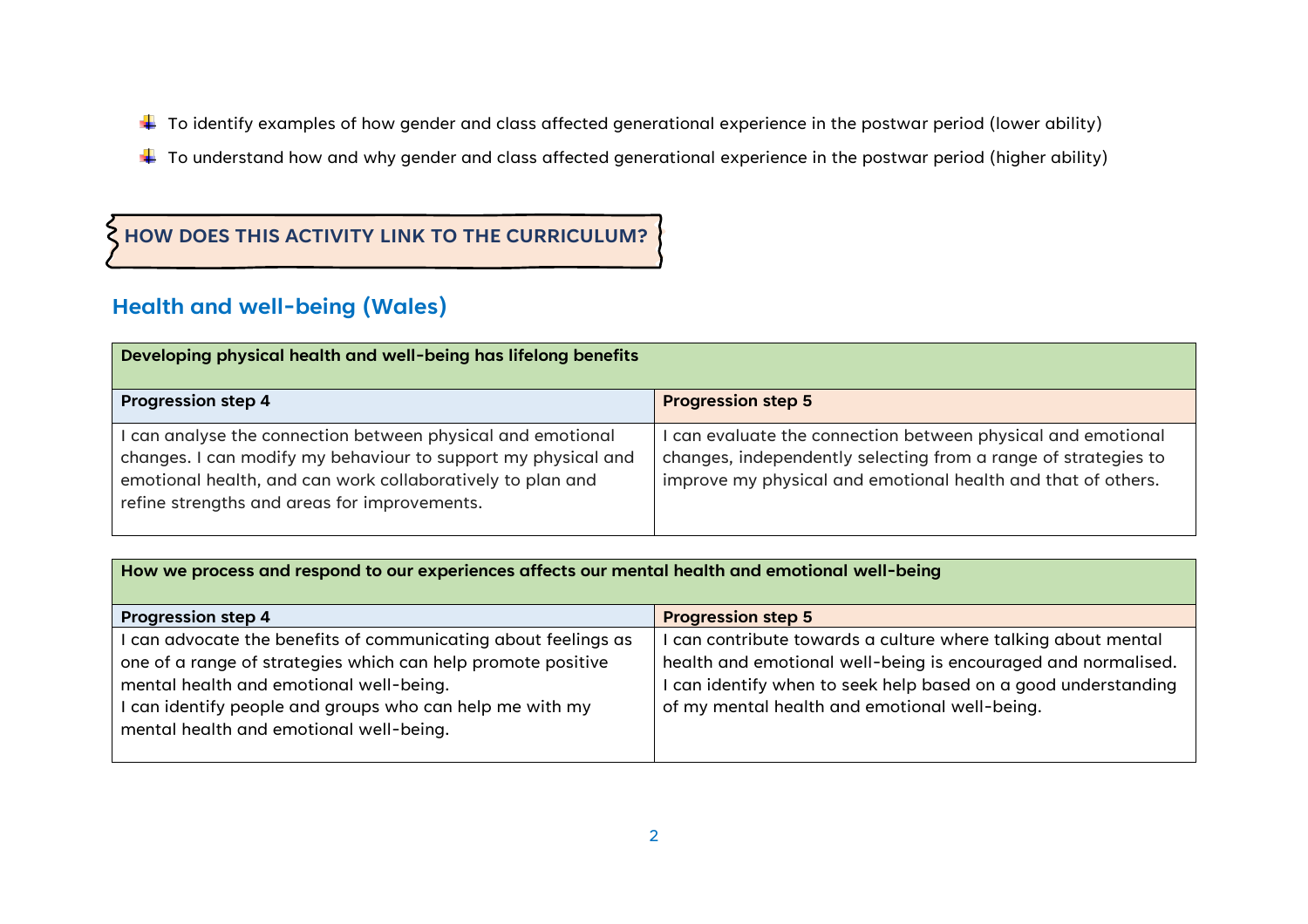- To identify examples of how gender and class affected generational experience in the postwar period (lower ability)
- To understand how and why gender and class affected generational experience in the postwar period (higher ability)

## HOW DOES THIS ACTIVITY LINK TO THE CURRICULUM?

## Health and well-being (Wales)

| Developing physical health and well-being has lifelong benefits | |
|---|---|
| **Progression step 4** | **Progression step 5** |
| I can analyse the connection between physical and emotional changes. I can modify my behaviour to support my physical and emotional health, and can work collaboratively to plan and refine strengths and areas for improvements. | I can evaluate the connection between physical and emotional changes, independently selecting from a range of strategies to improve my physical and emotional health and that of others. |

| How we process and respond to our experiences affects our mental health and emotional well-being | |
|---|---|
| **Progression step 4** | **Progression step 5** |
| I can advocate the benefits of communicating about feelings as one of a range of strategies which can help promote positive mental health and emotional well-being.<br>I can identify people and groups who can help me with my mental health and emotional well-being. | I can contribute towards a culture where talking about mental health and emotional well-being is encouraged and normalised. I can identify when to seek help based on a good understanding of my mental health and emotional well-being. |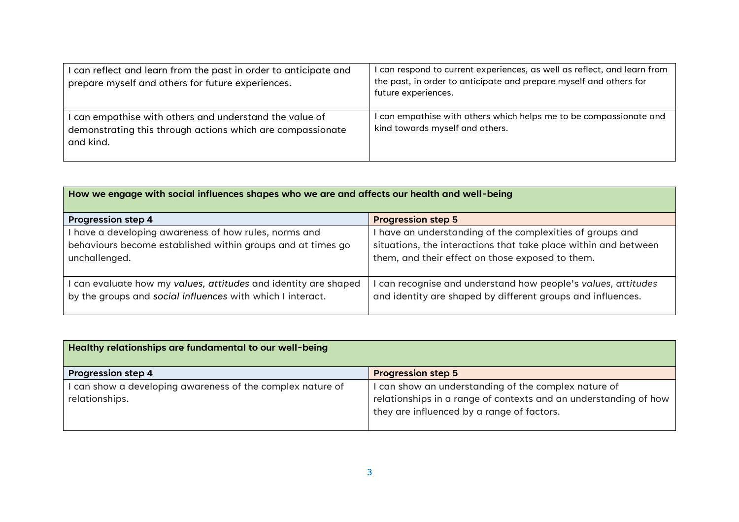| | |
|---|---|
| I can reflect and learn from the past in order to anticipate and prepare myself and others for future experiences. | I can respond to current experiences, as well as reflect, and learn from the past, in order to anticipate and prepare myself and others for future experiences. |
| I can empathise with others and understand the value of demonstrating this through actions which are compassionate and kind. | I can empathise with others which helps me to be compassionate and kind towards myself and others. |

| How we engage with social influences shapes who we are and affects our health and well-being | |
|---|---|
| **Progression step 4** | **Progression step 5** |
| I have a developing awareness of how rules, norms and behaviours become established within groups and at times go unchallenged. | I have an understanding of the complexities of groups and situations, the interactions that take place within and between them, and their effect on those exposed to them. |
| I can evaluate how my *values, attitudes* and identity are shaped by the groups and *social influences* with which I interact. | I can recognise and understand how people's *values*, *attitudes* and identity are shaped by different groups and influences. |

| Healthy relationships are fundamental to our well-being | |
|---|---|
| **Progression step 4** | **Progression step 5** |
| I can show a developing awareness of the complex nature of relationships. | I can show an understanding of the complex nature of relationships in a range of contexts and an understanding of how they are influenced by a range of factors. |